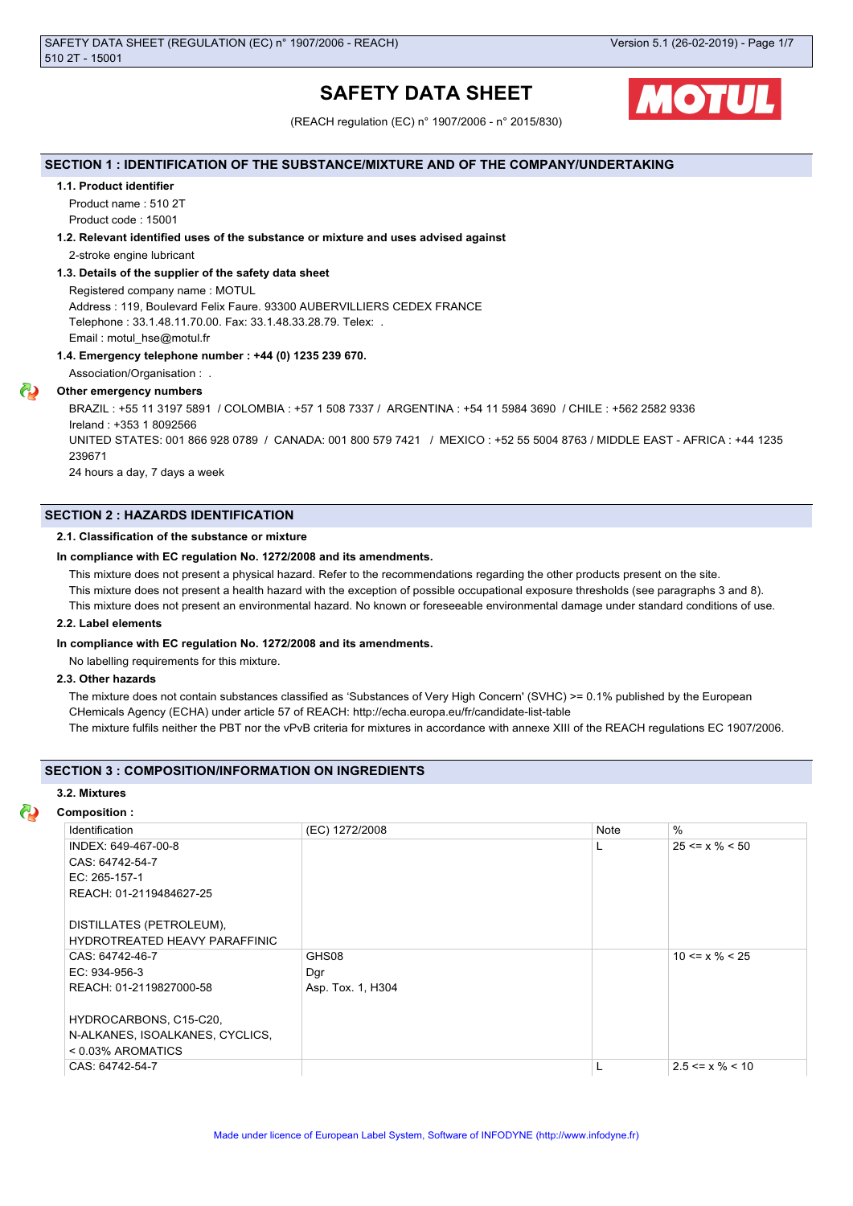# SAFETY DATA SHEET

(REACH regulation (EC) n° 1907/2006 - n° 2015/830)

## SECTION 1 : IDENTIFICATION OF THE SUBSTANCE/MIXTURE AND OF THE COMPANY/UNDERTAKING

### 1.1. Product identifier

Product name : 510 2T

Product code : 15001

### 1.2. Relevant identified uses of the substance or mixture and uses advised against

2-stroke engine lubricant

### 1.3. Details of the supplier of the safety data sheet

Registered company name : MOTUL

Address : 119, Boulevard Felix Faure. 93300 AUBERVILLIERS CEDEX FRANCE

Telephone : 33.1.48.11.70.00. Fax: 33.1.48.33.28.79. Telex: .

Email : motul_hse@motul.fr

### 1.4. Emergency telephone number : +44 (0) 1235 239 670.

Association/Organisation : .

**Other emergency numbers**

BRAZIL : +55 11 3197 5891 / COLOMBIA : +57 1 508 7337 / ARGENTINA : +54 11 5984 3690 / CHILE : +562 2582 9336

Ireland : +353 1 8092566

UNITED STATES: 001 866 928 0789 / CANADA: 001 800 579 7421 / MEXICO : +52 55 5004 8763 / MIDDLE EAST - AFRICA : +44 1235 239671

24 hours a day, 7 days a week

## SECTION 2 : HAZARDS IDENTIFICATION

### 2.1. Classification of the substance or mixture

**In compliance with EC regulation No. 1272/2008 and its amendments.**

This mixture does not present a physical hazard. Refer to the recommendations regarding the other products present on the site.

This mixture does not present a health hazard with the exception of possible occupational exposure thresholds (see paragraphs 3 and 8).

This mixture does not present an environmental hazard. No known or foreseeable environmental damage under standard conditions of use.

### 2.2. Label elements

**In compliance with EC regulation No. 1272/2008 and its amendments.**

No labelling requirements for this mixture.

### 2.3. Other hazards

The mixture does not contain substances classified as 'Substances of Very High Concern' (SVHC) >= 0.1% published by the European CHemicals Agency (ECHA) under article 57 of REACH: http://echa.europa.eu/fr/candidate-list-table

The mixture fulfils neither the PBT nor the vPvB criteria for mixtures in accordance with annexe XIII of the REACH regulations EC 1907/2006.

## SECTION 3 : COMPOSITION/INFORMATION ON INGREDIENTS

### 3.2. Mixtures

**Composition :**

| Identification | (EC) 1272/2008 | Note | % |
|---|---|---|---|
| INDEX: 649-467-00-8<br>CAS: 64742-54-7<br>EC: 265-157-1<br>REACH: 01-2119484627-25<br><br>DISTILLATES (PETROLEUM), HYDROTREATED HEAVY PARAFFINIC | | L | 25 <= x % < 50 |
| CAS: 64742-46-7<br>EC: 934-956-3<br>REACH: 01-2119827000-58<br><br>HYDROCARBONS, C15-C20, N-ALKANES, ISOALKANES, CYCLICS, < 0.03% AROMATICS | GHS08<br>Dgr<br>Asp. Tox. 1, H304 | | 10 <= x % < 25 |
| CAS: 64742-54-7 | | L | 2.5 <= x % < 10 |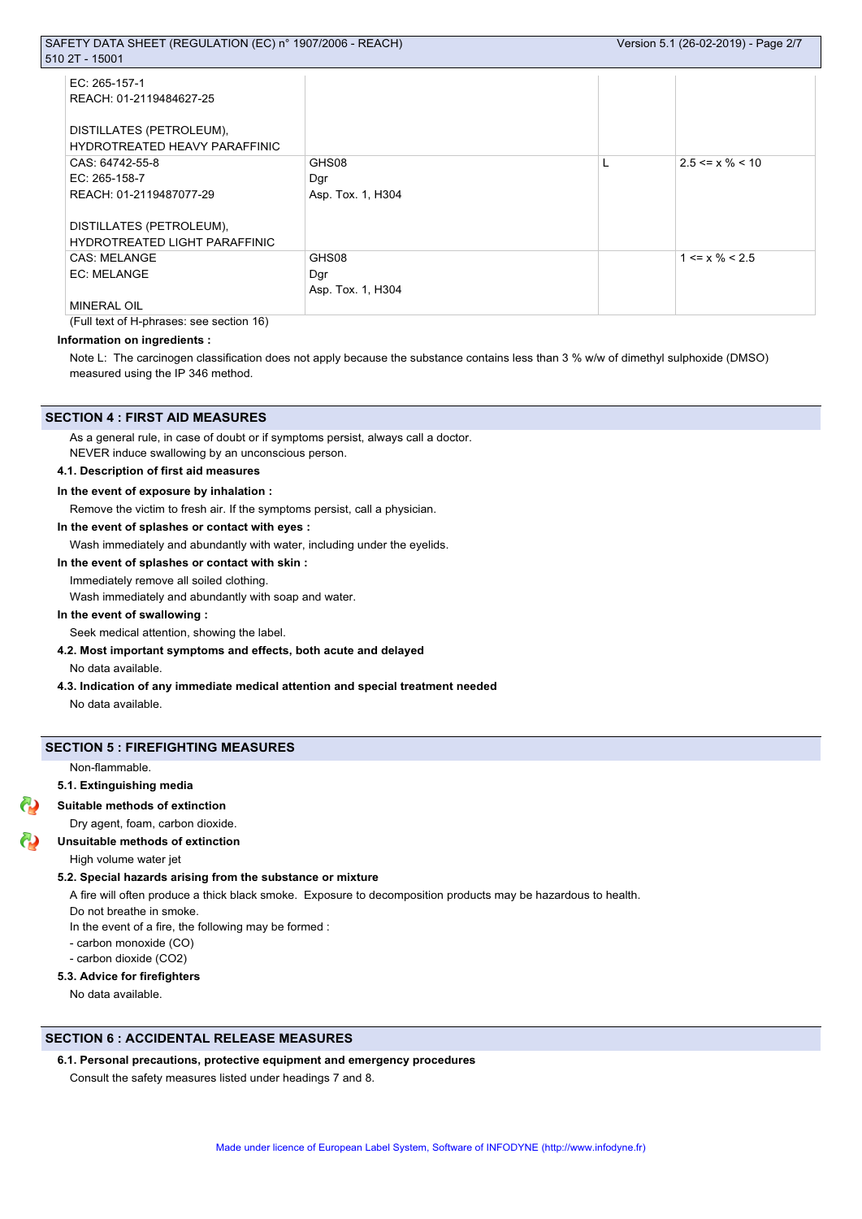| | | | |
|---|---|---|---|
| EC: 265-157-1<br>REACH: 01-2119484627-25<br><br>DISTILLATES (PETROLEUM), HYDROTREATED HEAVY PARAFFINIC | | | |
| CAS: 64742-55-8<br>EC: 265-158-7<br>REACH: 01-2119487077-29<br><br>DISTILLATES (PETROLEUM), HYDROTREATED LIGHT PARAFFINIC | GHS08<br>Dgr<br>Asp. Tox. 1, H304 | L | 2.5 <= x % < 10 |
| CAS: MELANGE<br>EC: MELANGE<br><br>MINERAL OIL | GHS08<br>Dgr<br>Asp. Tox. 1, H304 | | 1 <= x % < 2.5 |

(Full text of H-phrases: see section 16)

**Information on ingredients :**

Note L: The carcinogen classification does not apply because the substance contains less than 3 % w/w of dimethyl sulphoxide (DMSO) measured using the IP 346 method.

## SECTION 4 : FIRST AID MEASURES

As a general rule, in case of doubt or if symptoms persist, always call a doctor.
NEVER induce swallowing by an unconscious person.

**4.1. Description of first aid measures**

**In the event of exposure by inhalation :**

Remove the victim to fresh air. If the symptoms persist, call a physician.

**In the event of splashes or contact with eyes :**

Wash immediately and abundantly with water, including under the eyelids.

**In the event of splashes or contact with skin :**

Immediately remove all soiled clothing.
Wash immediately and abundantly with soap and water.

**In the event of swallowing :**

Seek medical attention, showing the label.

**4.2. Most important symptoms and effects, both acute and delayed**

No data available.

**4.3. Indication of any immediate medical attention and special treatment needed**

No data available.

## SECTION 5 : FIREFIGHTING MEASURES

Non-flammable.

**5.1. Extinguishing media**

**Suitable methods of extinction**

Dry agent, foam, carbon dioxide.

**Unsuitable methods of extinction**

High volume water jet

**5.2. Special hazards arising from the substance or mixture**

A fire will often produce a thick black smoke. Exposure to decomposition products may be hazardous to health.
Do not breathe in smoke.
In the event of a fire, the following may be formed :
- carbon monoxide (CO)
- carbon dioxide ($CO_2$)

**5.3. Advice for firefighters**

No data available.

## SECTION 6 : ACCIDENTAL RELEASE MEASURES

**6.1. Personal precautions, protective equipment and emergency procedures**

Consult the safety measures listed under headings 7 and 8.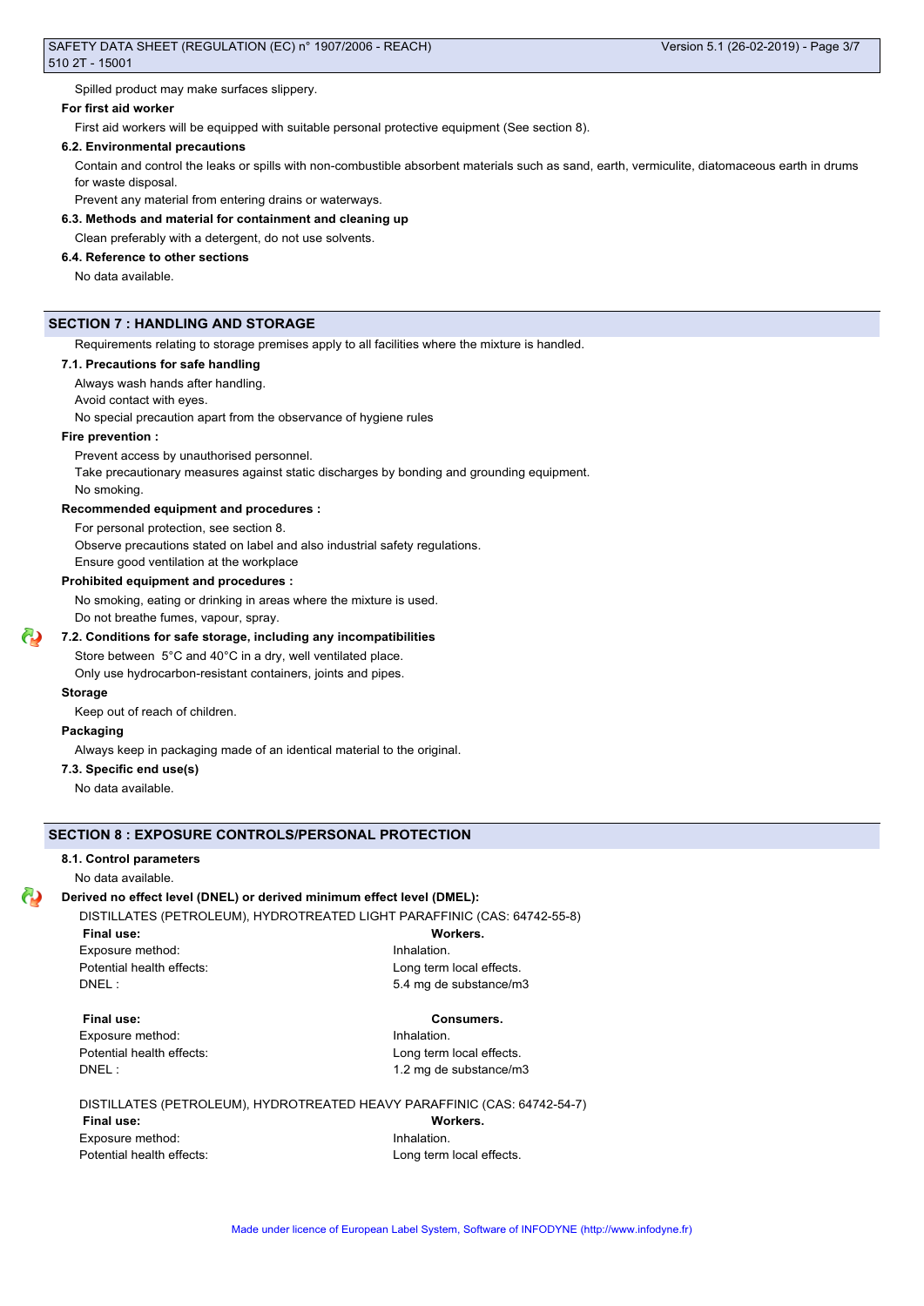Spilled product may make surfaces slippery.

**For first aid worker**

First aid workers will be equipped with suitable personal protective equipment (See section 8).

**6.2. Environmental precautions**

Contain and control the leaks or spills with non-combustible absorbent materials such as sand, earth, vermiculite, diatomaceous earth in drums for waste disposal.

Prevent any material from entering drains or waterways.

**6.3. Methods and material for containment and cleaning up**

Clean preferably with a detergent, do not use solvents.

**6.4. Reference to other sections**

No data available.

## SECTION 7 : HANDLING AND STORAGE

Requirements relating to storage premises apply to all facilities where the mixture is handled.

**7.1. Precautions for safe handling**

Always wash hands after handling.

Avoid contact with eyes.

No special precaution apart from the observance of hygiene rules

**Fire prevention :**

Prevent access by unauthorised personnel.

Take precautionary measures against static discharges by bonding and grounding equipment.

No smoking.

**Recommended equipment and procedures :**

For personal protection, see section 8.

Observe precautions stated on label and also industrial safety regulations.

Ensure good ventilation at the workplace

**Prohibited equipment and procedures :**

No smoking, eating or drinking in areas where the mixture is used.

Do not breathe fumes, vapour, spray.

**7.2. Conditions for safe storage, including any incompatibilities**

Store between 5°C and 40°C in a dry, well ventilated place.

Only use hydrocarbon-resistant containers, joints and pipes.

**Storage**

Keep out of reach of children.

**Packaging**

Always keep in packaging made of an identical material to the original.

**7.3. Specific end use(s)**

No data available.

## SECTION 8 : EXPOSURE CONTROLS/PERSONAL PROTECTION

**8.1. Control parameters**

No data available.

**Derived no effect level (DNEL) or derived minimum effect level (DMEL):**

DISTILLATES (PETROLEUM), HYDROTREATED LIGHT PARAFFINIC (CAS: 64742-55-8)

| **Final use:** | **Workers.** |
|---|---|
| Exposure method: | Inhalation. |
| Potential health effects: | Long term local effects. |
| DNEL : | 5.4 mg de substance/m3 |

| **Final use:** | **Consumers.** |
|---|---|
| Exposure method: | Inhalation. |
| Potential health effects: | Long term local effects. |
| DNEL : | 1.2 mg de substance/m3 |

DISTILLATES (PETROLEUM), HYDROTREATED HEAVY PARAFFINIC (CAS: 64742-54-7)

| **Final use:** | **Workers.** |
|---|---|
| Exposure method: | Inhalation. |
| Potential health effects: | Long term local effects. |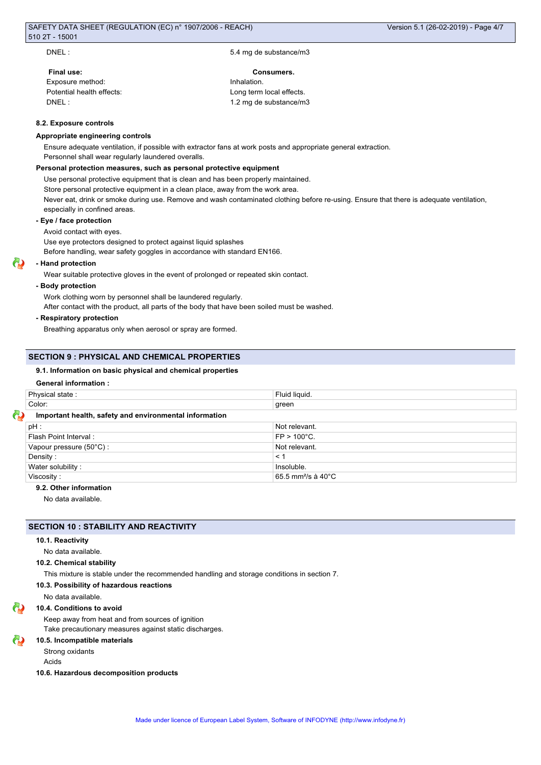DNEL : 5.4 mg de substance/m3

| Final use: | Consumers. |
|---|---|
| Exposure method: | Inhalation. |
| Potential health effects: | Long term local effects. |
| DNEL : | 1.2 mg de substance/m3 |

### 8.2. Exposure controls

#### Appropriate engineering controls

Ensure adequate ventilation, if possible with extractor fans at work posts and appropriate general extraction.
Personnel shall wear regularly laundered overalls.

#### Personal protection measures, such as personal protective equipment

Use personal protective equipment that is clean and has been properly maintained.
Store personal protective equipment in a clean place, away from the work area.
Never eat, drink or smoke during use. Remove and wash contaminated clothing before re-using. Ensure that there is adequate ventilation, especially in confined areas.

**- Eye / face protection**

Avoid contact with eyes.
Use eye protectors designed to protect against liquid splashes
Before handling, wear safety goggles in accordance with standard EN166.

**- Hand protection**

Wear suitable protective gloves in the event of prolonged or repeated skin contact.

**- Body protection**

Work clothing worn by personnel shall be laundered regularly.
After contact with the product, all parts of the body that have been soiled must be washed.

**- Respiratory protection**

Breathing apparatus only when aerosol or spray are formed.

## SECTION 9 : PHYSICAL AND CHEMICAL PROPERTIES

### 9.1. Information on basic physical and chemical properties

**General information :**

| Physical state : | Fluid liquid. |
|---|---|
| Color: | green |

**Important health, safety and environmental information**

| pH : | Not relevant. |
|---|---|
| Flash Point Interval : | FP > 100°C. |
| Vapour pressure (50°C) : | Not relevant. |
| Density : | < 1 |
| Water solubility : | Insoluble. |
| Viscosity : | 65.5 mm²/s à 40°C |

### 9.2. Other information

No data available.

## SECTION 10 : STABILITY AND REACTIVITY

### 10.1. Reactivity

No data available.

### 10.2. Chemical stability

This mixture is stable under the recommended handling and storage conditions in section 7.

### 10.3. Possibility of hazardous reactions

No data available.

### 10.4. Conditions to avoid

Keep away from heat and from sources of ignition
Take precautionary measures against static discharges.

### 10.5. Incompatible materials

Strong oxidants
Acids

### 10.6. Hazardous decomposition products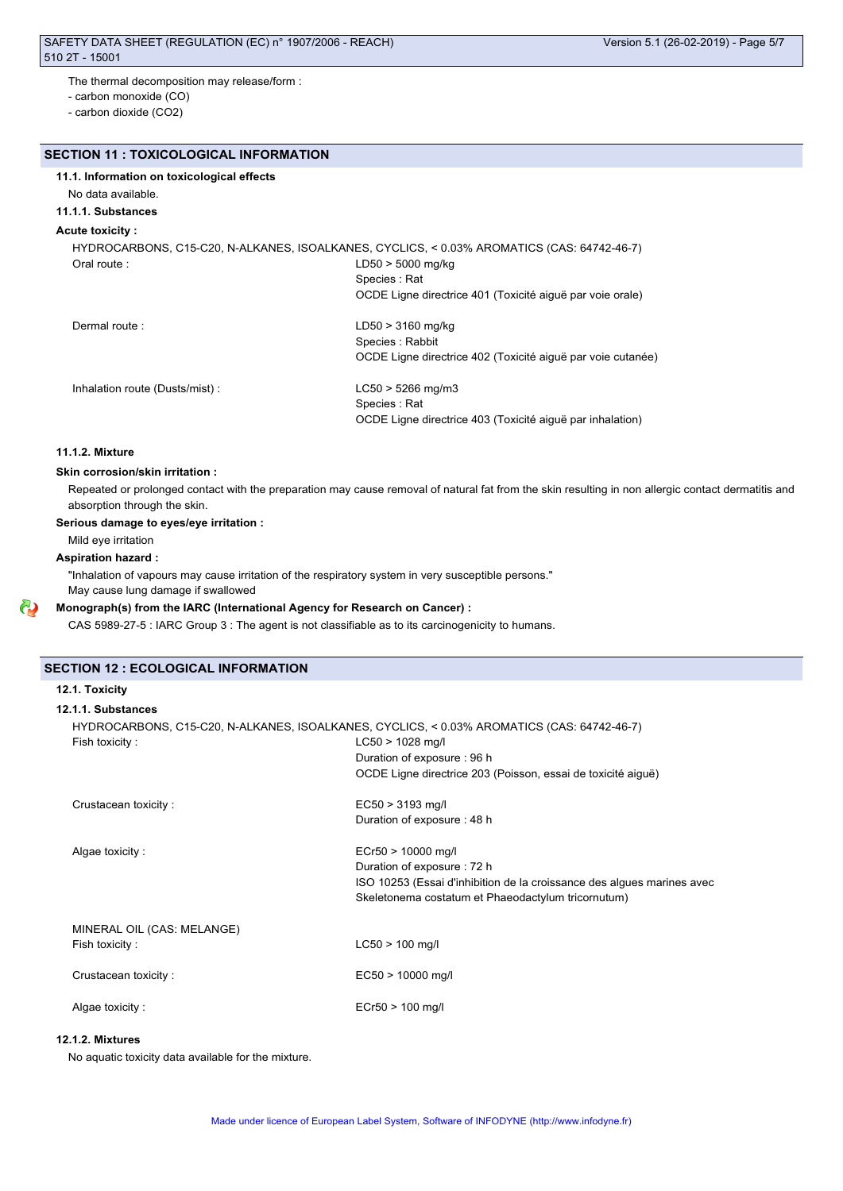The thermal decomposition may release/form :

- carbon monoxide (CO)
- carbon dioxide ($CO_2$)

## SECTION 11 : TOXICOLOGICAL INFORMATION

### 11.1. Information on toxicological effects

No data available.

#### 11.1.1. Substances

**Acute toxicity :**

HYDROCARBONS, C15-C20, N-ALKANES, ISOALKANES, CYCLICS, < 0.03% AROMATICS (CAS: 64742-46-7)

| | |
|---|---|
| Oral route : | LD50 > 5000 mg/kg<br>Species : Rat<br>OCDE Ligne directrice 401 (Toxicité aiguë par voie orale) |
| Dermal route : | LD50 > 3160 mg/kg<br>Species : Rabbit<br>OCDE Ligne directrice 402 (Toxicité aiguë par voie cutanée) |
| Inhalation route (Dusts/mist) : | LC50 > 5266 mg/m3<br>Species : Rat<br>OCDE Ligne directrice 403 (Toxicité aiguë par inhalation) |

#### 11.1.2. Mixture

**Skin corrosion/skin irritation :**

Repeated or prolonged contact with the preparation may cause removal of natural fat from the skin resulting in non allergic contact dermatitis and absorption through the skin.

**Serious damage to eyes/eye irritation :**

Mild eye irritation

**Aspiration hazard :**

"Inhalation of vapours may cause irritation of the respiratory system in very susceptible persons."

May cause lung damage if swallowed

**Monograph(s) from the IARC (International Agency for Research on Cancer) :**

CAS 5989-27-5 : IARC Group 3 : The agent is not classifiable as to its carcinogenicity to humans.

## SECTION 12 : ECOLOGICAL INFORMATION

### 12.1. Toxicity

#### 12.1.1. Substances

HYDROCARBONS, C15-C20, N-ALKANES, ISOALKANES, CYCLICS, < 0.03% AROMATICS (CAS: 64742-46-7)

| | |
|---|---|
| Fish toxicity : | LC50 > 1028 mg/l<br>Duration of exposure : 96 h<br>OCDE Ligne directrice 203 (Poisson, essai de toxicité aiguë) |
| Crustacean toxicity : | EC50 > 3193 mg/l<br>Duration of exposure : 48 h |
| Algae toxicity : | ECr50 > 10000 mg/l<br>Duration of exposure : 72 h<br>ISO 10253 (Essai d'inhibition de la croissance des algues marines avec Skeletonema costatum et Phaeodactylum tricornutum) |

MINERAL OIL (CAS: MELANGE)

| | |
|---|---|
| Fish toxicity : | LC50 > 100 mg/l |
| Crustacean toxicity : | EC50 > 10000 mg/l |
| Algae toxicity : | ECr50 > 100 mg/l |

#### 12.1.2. Mixtures

No aquatic toxicity data available for the mixture.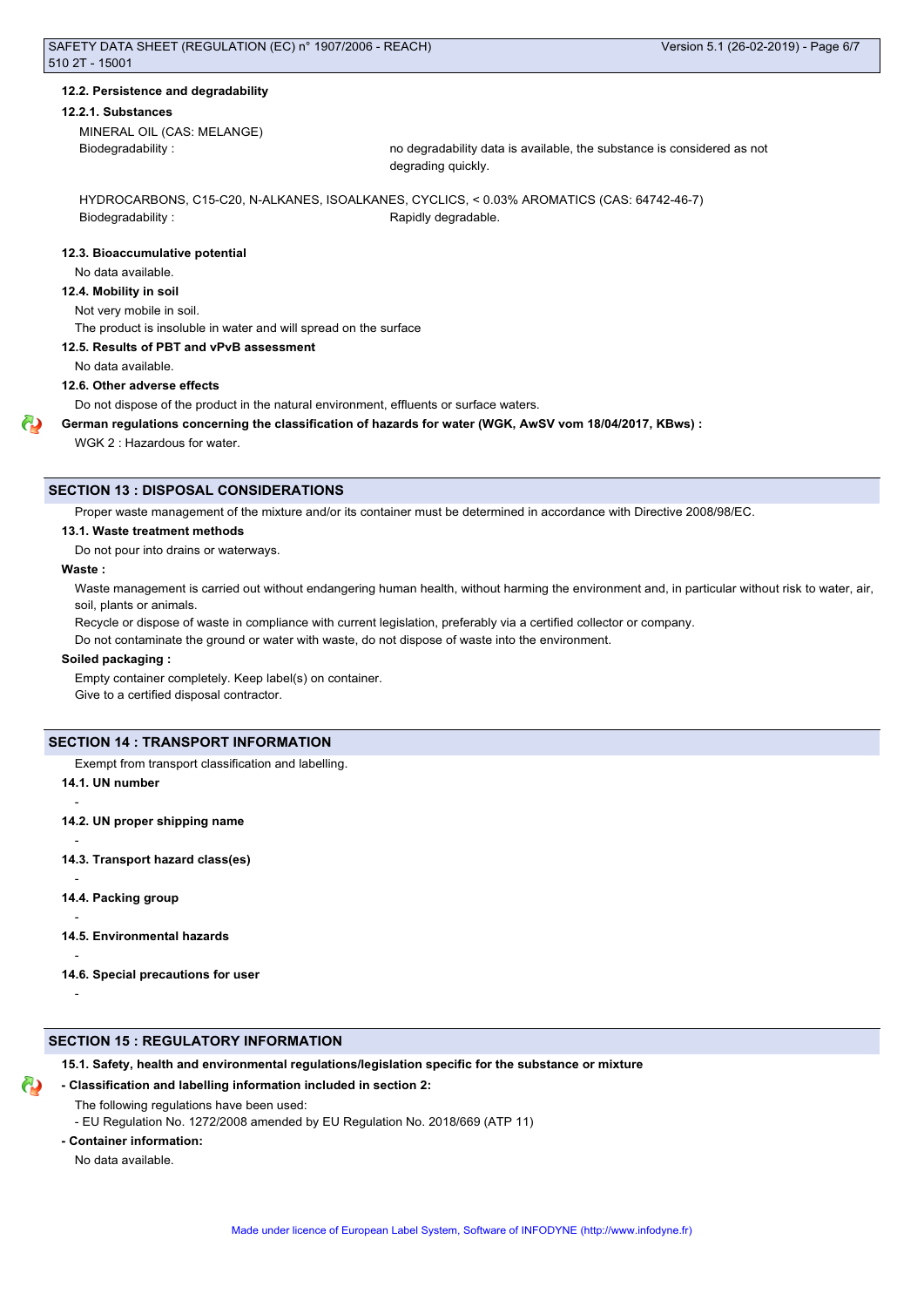#### 12.2. Persistence and degradability

##### 12.2.1. Substances

MINERAL OIL (CAS: MELANGE)

Biodegradability : no degradability data is available, the substance is considered as not degrading quickly.

HYDROCARBONS, C15-C20, N-ALKANES, ISOALKANES, CYCLICS, < 0.03% AROMATICS (CAS: 64742-46-7)

Biodegradability : Rapidly degradable.

#### 12.3. Bioaccumulative potential

No data available.

#### 12.4. Mobility in soil

Not very mobile in soil.

The product is insoluble in water and will spread on the surface

#### 12.5. Results of PBT and vPvB assessment

No data available.

#### 12.6. Other adverse effects

Do not dispose of the product in the natural environment, effluents or surface waters.

**German regulations concerning the classification of hazards for water (WGK, AwSV vom 18/04/2017, KBws) :**

WGK 2 : Hazardous for water.

## SECTION 13 : DISPOSAL CONSIDERATIONS

Proper waste management of the mixture and/or its container must be determined in accordance with Directive 2008/98/EC.

#### 13.1. Waste treatment methods

Do not pour into drains or waterways.

**Waste :**

Waste management is carried out without endangering human health, without harming the environment and, in particular without risk to water, air, soil, plants or animals.

Recycle or dispose of waste in compliance with current legislation, preferably via a certified collector or company.

Do not contaminate the ground or water with waste, do not dispose of waste into the environment.

**Soiled packaging :**

Empty container completely. Keep label(s) on container.

Give to a certified disposal contractor.

## SECTION 14 : TRANSPORT INFORMATION

Exempt from transport classification and labelling.

#### 14.1. UN number

-

#### 14.2. UN proper shipping name

-

#### 14.3. Transport hazard class(es)

-

#### 14.4. Packing group

-

#### 14.5. Environmental hazards

-

#### 14.6. Special precautions for user

-

## SECTION 15 : REGULATORY INFORMATION

#### 15.1. Safety, health and environmental regulations/legislation specific for the substance or mixture

**- Classification and labelling information included in section 2:**

The following regulations have been used:

- EU Regulation No. 1272/2008 amended by EU Regulation No. 2018/669 (ATP 11)

**- Container information:**

No data available.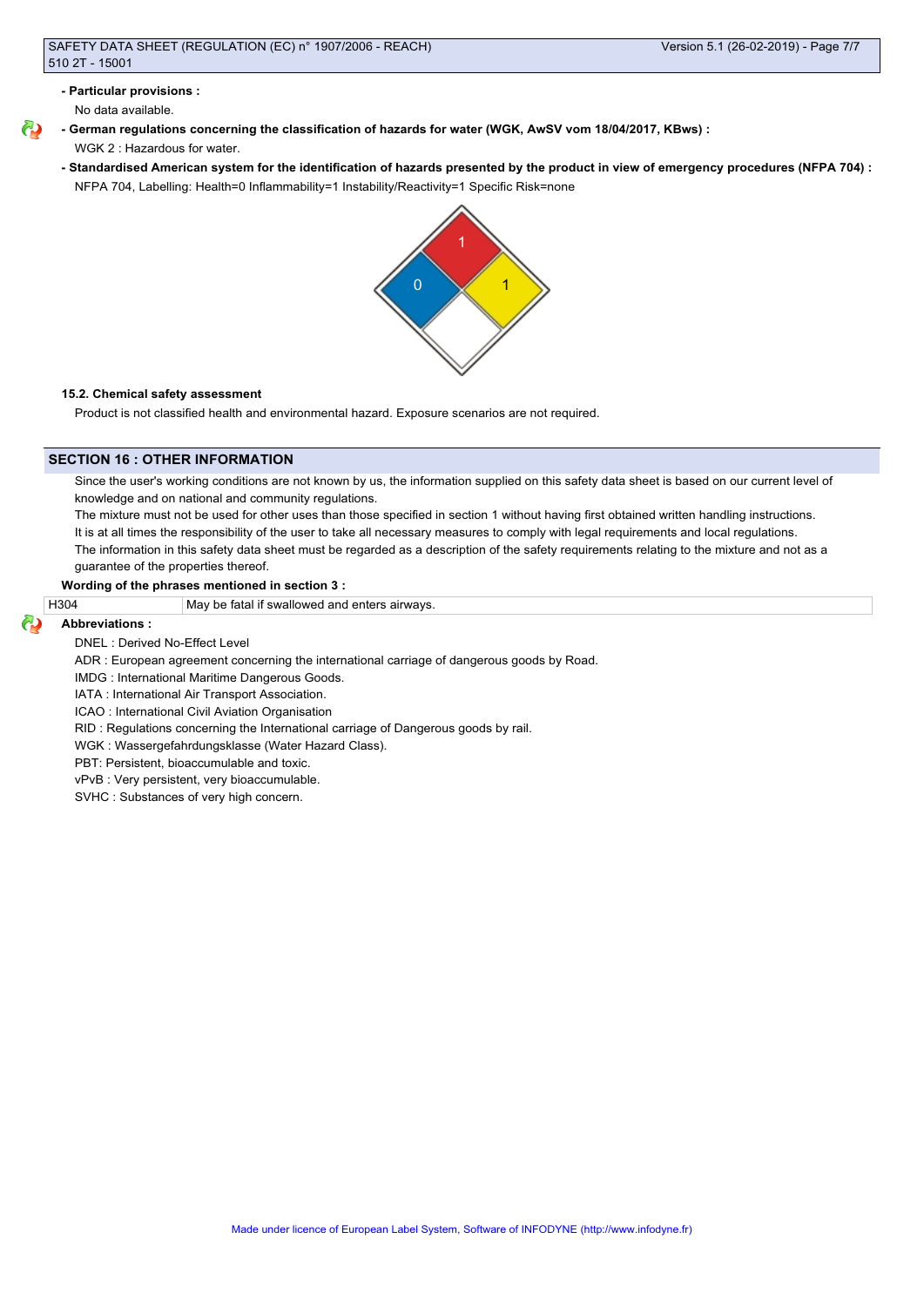- **Particular provisions :**

No data available.

- **German regulations concerning the classification of hazards for water (WGK, AwSV vom 18/04/2017, KBws) :**

WGK 2 : Hazardous for water.

- **Standardised American system for the identification of hazards presented by the product in view of emergency procedures (NFPA 704) :**

NFPA 704, Labelling: Health=0 Inflammability=1 Instability/Reactivity=1 Specific Risk=none

1

0

1

### 15.2. Chemical safety assessment

Product is not classified health and environmental hazard. Exposure scenarios are not required.

## SECTION 16 : OTHER INFORMATION

Since the user's working conditions are not known by us, the information supplied on this safety data sheet is based on our current level of knowledge and on national and community regulations.

The mixture must not be used for other uses than those specified in section 1 without having first obtained written handling instructions.

It is at all times the responsibility of the user to take all necessary measures to comply with legal requirements and local regulations.

The information in this safety data sheet must be regarded as a description of the safety requirements relating to the mixture and not as a guarantee of the properties thereof.

**Wording of the phrases mentioned in section 3 :**

| | |
|---|---|
| H304 | May be fatal if swallowed and enters airways. |

**Abbreviations :**

DNEL : Derived No-Effect Level

ADR : European agreement concerning the international carriage of dangerous goods by Road.

IMDG : International Maritime Dangerous Goods.

IATA : International Air Transport Association.

ICAO : International Civil Aviation Organisation

RID : Regulations concerning the International carriage of Dangerous goods by rail.

WGK : Wassergefahrdungsklasse (Water Hazard Class).

PBT: Persistent, bioaccumulable and toxic.

vPvB : Very persistent, very bioaccumulable.

SVHC : Substances of very high concern.